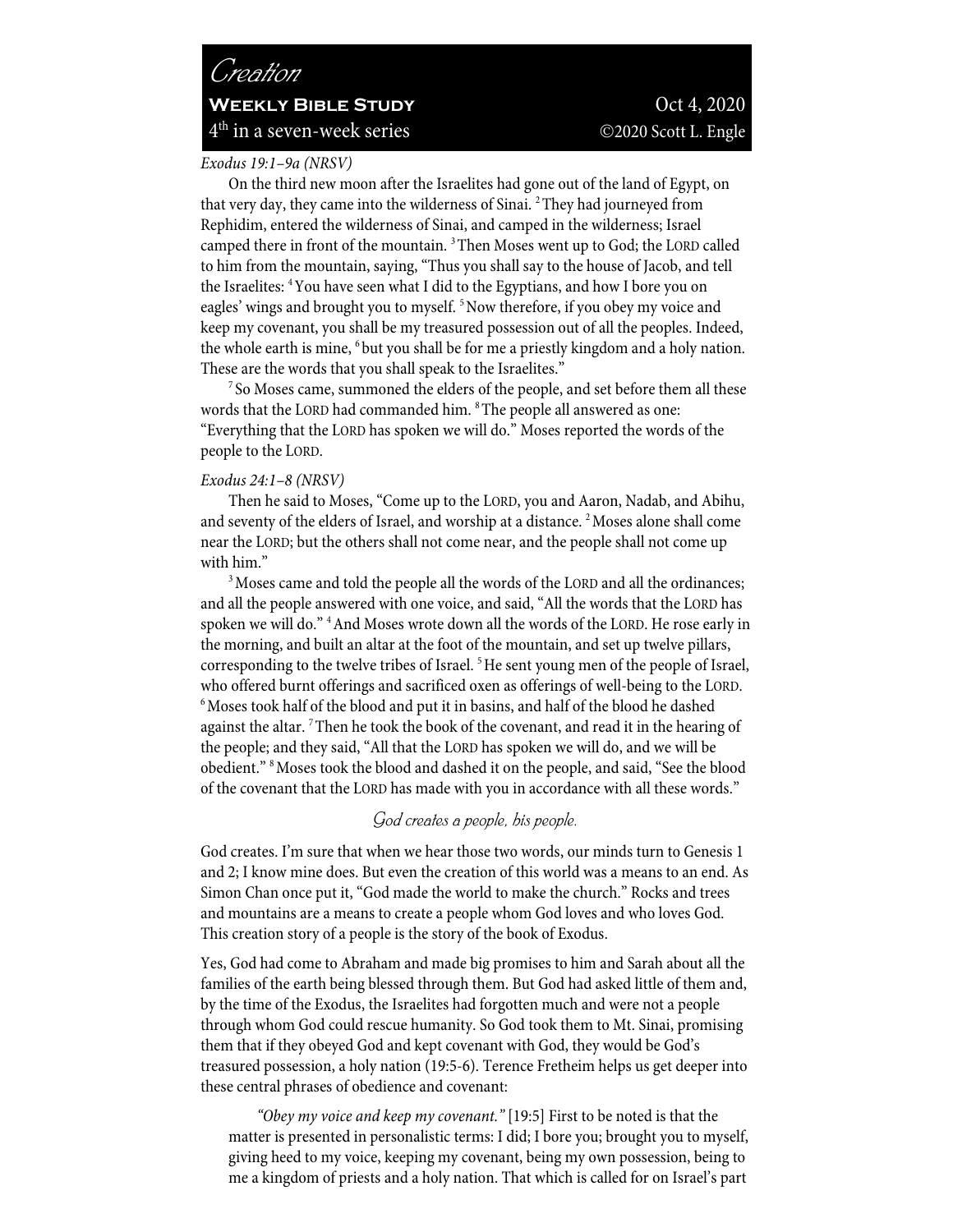# *Creation*

**Weekly Bible Study** Oct 4, 2020

4th in a seven-week series ©2020 Scott L. Engle

*Exodus 19:1–9a (NRSV)*

On the third new moon after the Israelites had gone out of the land of Egypt, on that very day, they came into the wilderness of Sinai. [2] They had journeyed from Rephidim, entered the wilderness of Sinai, and camped in the wilderness; Israel camped there in front of the mountain. [3] Then Moses went up to God; the LORD called to him from the mountain, saying, "Thus you shall say to the house of Jacob, and tell the Israelites: [4] You have seen what I did to the Egyptians, and how I bore you on eagles' wings and brought you to myself. [5] Now therefore, if you obey my voice and keep my covenant, you shall be my treasured possession out of all the peoples. Indeed, the whole earth is mine, [6] but you shall be for me a priestly kingdom and a holy nation. These are the words that you shall speak to the Israelites."

[7] So Moses came, summoned the elders of the people, and set before them all these words that the LORD had commanded him. [8] The people all answered as one: "Everything that the LORD has spoken we will do." Moses reported the words of the people to the LORD.

*Exodus 24:1–8 (NRSV)*

Then he said to Moses, "Come up to the LORD, you and Aaron, Nadab, and Abihu, and seventy of the elders of Israel, and worship at a distance. [2] Moses alone shall come near the LORD; but the others shall not come near, and the people shall not come up with him."

[3] Moses came and told the people all the words of the LORD and all the ordinances; and all the people answered with one voice, and said, "All the words that the LORD has spoken we will do." [4] And Moses wrote down all the words of the LORD. He rose early in the morning, and built an altar at the foot of the mountain, and set up twelve pillars, corresponding to the twelve tribes of Israel. [5] He sent young men of the people of Israel, who offered burnt offerings and sacrificed oxen as offerings of well-being to the LORD. [6] Moses took half of the blood and put it in basins, and half of the blood he dashed against the altar. [7] Then he took the book of the covenant, and read it in the hearing of the people; and they said, "All that the LORD has spoken we will do, and we will be obedient." [8] Moses took the blood and dashed it on the people, and said, "See the blood of the covenant that the LORD has made with you in accordance with all these words."

## *God creates a people, his people.*

God creates. I'm sure that when we hear those two words, our minds turn to Genesis 1 and 2; I know mine does. But even the creation of this world was a means to an end. As Simon Chan once put it, "God made the world to make the church." Rocks and trees and mountains are a means to create a people whom God loves and who loves God. This creation story of a people is the story of the book of Exodus.

Yes, God had come to Abraham and made big promises to him and Sarah about all the families of the earth being blessed through them. But God had asked little of them and, by the time of the Exodus, the Israelites had forgotten much and were not a people through whom God could rescue humanity. So God took them to Mt. Sinai, promising them that if they obeyed God and kept covenant with God, they would be God's treasured possession, a holy nation (19:5-6). Terence Fretheim helps us get deeper into these central phrases of obedience and covenant:

> *"Obey my voice and keep my covenant."* [19:5] First to be noted is that the matter is presented in personalistic terms: I did; I bore you; brought you to myself, giving heed to my voice, keeping my covenant, being my own possession, being to me a kingdom of priests and a holy nation. That which is called for on Israel's part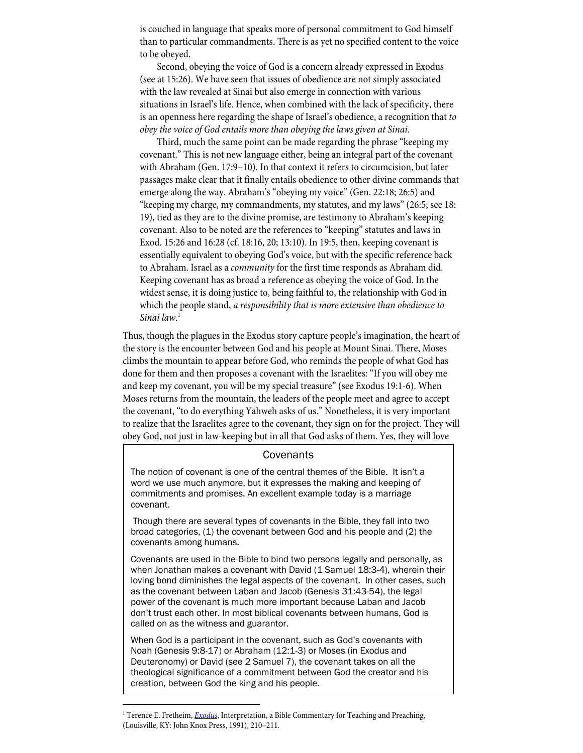is couched in language that speaks more of personal commitment to God himself than to particular commandments. There is as yet no specified content to the voice to be obeyed.

> Second, obeying the voice of God is a concern already expressed in Exodus (see at 15:26). We have seen that issues of obedience are not simply associated with the law revealed at Sinai but also emerge in connection with various situations in Israel's life. Hence, when combined with the lack of specificity, there is an openness here regarding the shape of Israel's obedience, a recognition that *to obey the voice of God entails more than obeying the laws given at Sinai*.
>
> Third, much the same point can be made regarding the phrase "keeping my covenant." This is not new language either, being an integral part of the covenant with Abraham (Gen. 17:9–10). In that context it refers to circumcision, but later passages make clear that it finally entails obedience to other divine commands that emerge along the way. Abraham's "obeying my voice" (Gen. 22:18; 26:5) and "keeping my charge, my commandments, my statutes, and my laws" (26:5; see 18: 19), tied as they are to the divine promise, are testimony to Abraham's keeping covenant. Also to be noted are the references to "keeping" statutes and laws in Exod. 15:26 and 16:28 (cf. 18:16, 20; 13:10). In 19:5, then, keeping covenant is essentially equivalent to obeying God's voice, but with the specific reference back to Abraham. Israel as a *community* for the first time responds as Abraham did. Keeping covenant has as broad a reference as obeying the voice of God. In the widest sense, it is doing justice to, being faithful to, the relationship with God in which the people stand, *a responsibility that is more extensive than obedience to Sinai law*.[1]

Thus, though the plagues in the Exodus story capture people's imagination, the heart of the story is the encounter between God and his people at Mount Sinai. There, Moses climbs the mountain to appear before God, who reminds the people of what God has done for them and then proposes a covenant with the Israelites: "If you will obey me and keep my covenant, you will be my special treasure" (see Exodus 19:1-6). When Moses returns from the mountain, the leaders of the people meet and agree to accept the covenant, "to do everything Yahweh asks of us." Nonetheless, it is very important to realize that the Israelites agree to the covenant, they sign on for the project. They will obey God, not just in law-keeping but in all that God asks of them. Yes, they will love

### Covenants

The notion of covenant is one of the central themes of the Bible. It isn't a word we use much anymore, but it expresses the making and keeping of commitments and promises. An excellent example today is a marriage covenant.

Though there are several types of covenants in the Bible, they fall into two broad categories, (1) the covenant between God and his people and (2) the covenants among humans.

Covenants are used in the Bible to bind two persons legally and personally, as when Jonathan makes a covenant with David (1 Samuel 18:3-4), wherein their loving bond diminishes the legal aspects of the covenant. In other cases, such as the covenant between Laban and Jacob (Genesis 31:43-54), the legal power of the covenant is much more important because Laban and Jacob don't trust each other. In most biblical covenants between humans, God is called on as the witness and guarantor.

When God is a participant in the covenant, such as God's covenants with Noah (Genesis 9:8-17) or Abraham (12:1-3) or Moses (in Exodus and Deuteronomy) or David (see 2 Samuel 7), the covenant takes on all the theological significance of a commitment between God the creator and his creation, between God the king and his people.

---

[1] Terence E. Fretheim, *Exodus*, Interpretation, a Bible Commentary for Teaching and Preaching, (Louisville, KY: John Knox Press, 1991), 210–211.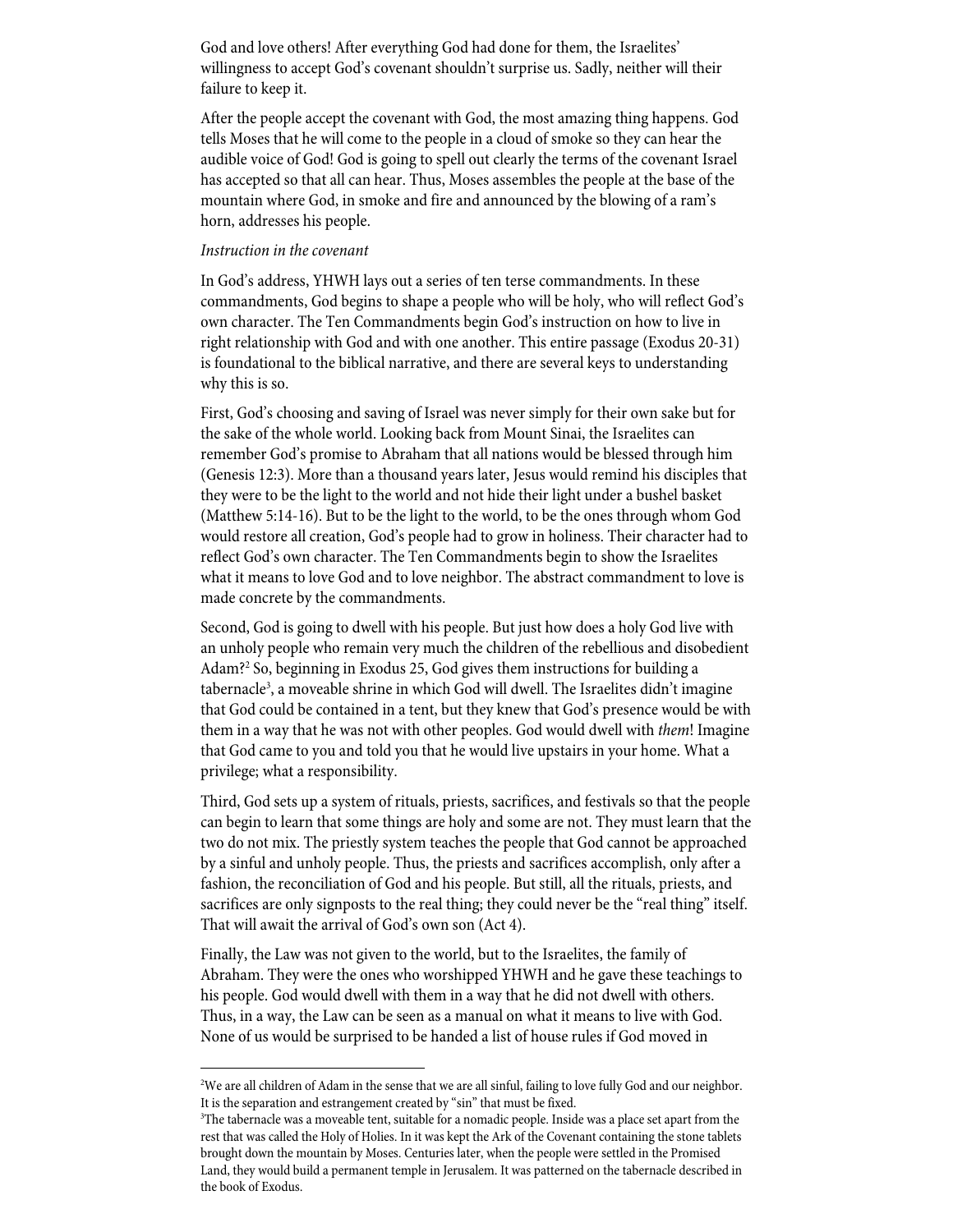God and love others! After everything God had done for them, the Israelites' willingness to accept God's covenant shouldn't surprise us. Sadly, neither will their failure to keep it.

After the people accept the covenant with God, the most amazing thing happens. God tells Moses that he will come to the people in a cloud of smoke so they can hear the audible voice of God! God is going to spell out clearly the terms of the covenant Israel has accepted so that all can hear. Thus, Moses assembles the people at the base of the mountain where God, in smoke and fire and announced by the blowing of a ram's horn, addresses his people.

*Instruction in the covenant*

In God's address, YHWH lays out a series of ten terse commandments. In these commandments, God begins to shape a people who will be holy, who will reflect God's own character. The Ten Commandments begin God's instruction on how to live in right relationship with God and with one another. This entire passage (Exodus 20-31) is foundational to the biblical narrative, and there are several keys to understanding why this is so.

First, God's choosing and saving of Israel was never simply for their own sake but for the sake of the whole world. Looking back from Mount Sinai, the Israelites can remember God's promise to Abraham that all nations would be blessed through him (Genesis 12:3). More than a thousand years later, Jesus would remind his disciples that they were to be the light to the world and not hide their light under a bushel basket (Matthew 5:14-16). But to be the light to the world, to be the ones through whom God would restore all creation, God's people had to grow in holiness. Their character had to reflect God's own character. The Ten Commandments begin to show the Israelites what it means to love God and to love neighbor. The abstract commandment to love is made concrete by the commandments.

Second, God is going to dwell with his people. But just how does a holy God live with an unholy people who remain very much the children of the rebellious and disobedient Adam?[2] So, beginning in Exodus 25, God gives them instructions for building a tabernacle[3], a moveable shrine in which God will dwell. The Israelites didn't imagine that God could be contained in a tent, but they knew that God's presence would be with them in a way that he was not with other peoples. God would dwell with *them*! Imagine that God came to you and told you that he would live upstairs in your home. What a privilege; what a responsibility.

Third, God sets up a system of rituals, priests, sacrifices, and festivals so that the people can begin to learn that some things are holy and some are not. They must learn that the two do not mix. The priestly system teaches the people that God cannot be approached by a sinful and unholy people. Thus, the priests and sacrifices accomplish, only after a fashion, the reconciliation of God and his people. But still, all the rituals, priests, and sacrifices are only signposts to the real thing; they could never be the "real thing" itself. That will await the arrival of God's own son (Act 4).

Finally, the Law was not given to the world, but to the Israelites, the family of Abraham. They were the ones who worshipped YHWH and he gave these teachings to his people. God would dwell with them in a way that he did not dwell with others. Thus, in a way, the Law can be seen as a manual on what it means to live with God. None of us would be surprised to be handed a list of house rules if God moved in

---

[2]We are all children of Adam in the sense that we are all sinful, failing to love fully God and our neighbor. It is the separation and estrangement created by "sin" that must be fixed.

[3]The tabernacle was a moveable tent, suitable for a nomadic people. Inside was a place set apart from the rest that was called the Holy of Holies. In it was kept the Ark of the Covenant containing the stone tablets brought down the mountain by Moses. Centuries later, when the people were settled in the Promised Land, they would build a permanent temple in Jerusalem. It was patterned on the tabernacle described in the book of Exodus.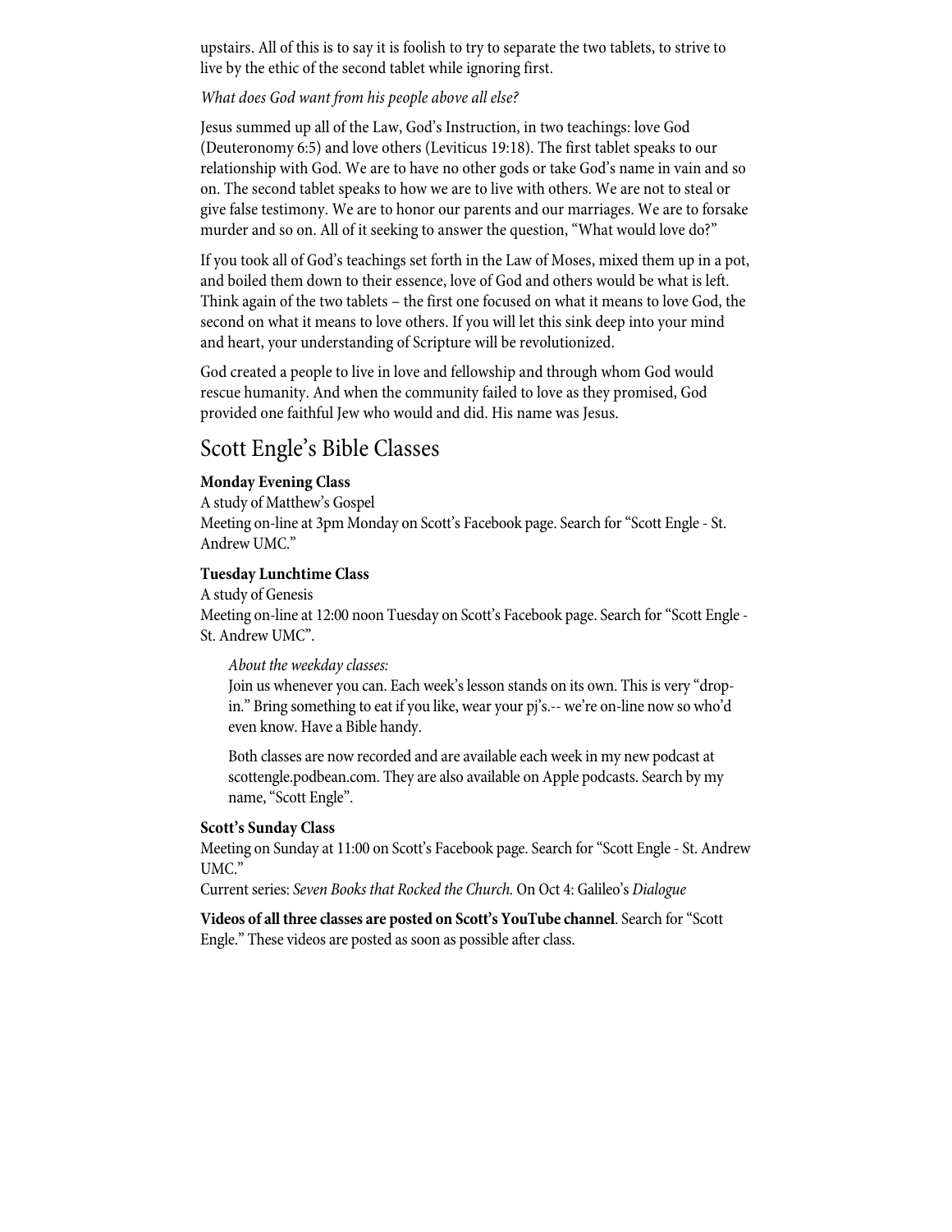upstairs. All of this is to say it is foolish to try to separate the two tablets, to strive to live by the ethic of the second tablet while ignoring first.

*What does God want from his people above all else?*

Jesus summed up all of the Law, God's Instruction, in two teachings: love God (Deuteronomy 6:5) and love others (Leviticus 19:18). The first tablet speaks to our relationship with God. We are to have no other gods or take God's name in vain and so on. The second tablet speaks to how we are to live with others. We are not to steal or give false testimony. We are to honor our parents and our marriages. We are to forsake murder and so on. All of it seeking to answer the question, "What would love do?"

If you took all of God's teachings set forth in the Law of Moses, mixed them up in a pot, and boiled them down to their essence, love of God and others would be what is left. Think again of the two tablets – the first one focused on what it means to love God, the second on what it means to love others. If you will let this sink deep into your mind and heart, your understanding of Scripture will be revolutionized.

God created a people to live in love and fellowship and through whom God would rescue humanity. And when the community failed to love as they promised, God provided one faithful Jew who would and did. His name was Jesus.

## Scott Engle's Bible Classes

**Monday Evening Class**
A study of Matthew's Gospel
Meeting on-line at 3pm Monday on Scott's Facebook page. Search for "Scott Engle - St. Andrew UMC."

**Tuesday Lunchtime Class**
A study of Genesis
Meeting on-line at 12:00 noon Tuesday on Scott's Facebook page. Search for "Scott Engle - St. Andrew UMC".

> *About the weekday classes:*
> Join us whenever you can. Each week's lesson stands on its own. This is very "drop-in." Bring something to eat if you like, wear your pj's.-- we're on-line now so who'd even know. Have a Bible handy.
>
> Both classes are now recorded and are available each week in my new podcast at scottengle.podbean.com. They are also available on Apple podcasts. Search by my name, "Scott Engle".

**Scott's Sunday Class**
Meeting on Sunday at 11:00 on Scott's Facebook page. Search for "Scott Engle - St. Andrew UMC."
Current series: *Seven Books that Rocked the Church.* On Oct 4: Galileo's *Dialogue*

**Videos of all three classes are posted on Scott's YouTube channel**. Search for "Scott Engle." These videos are posted as soon as possible after class.